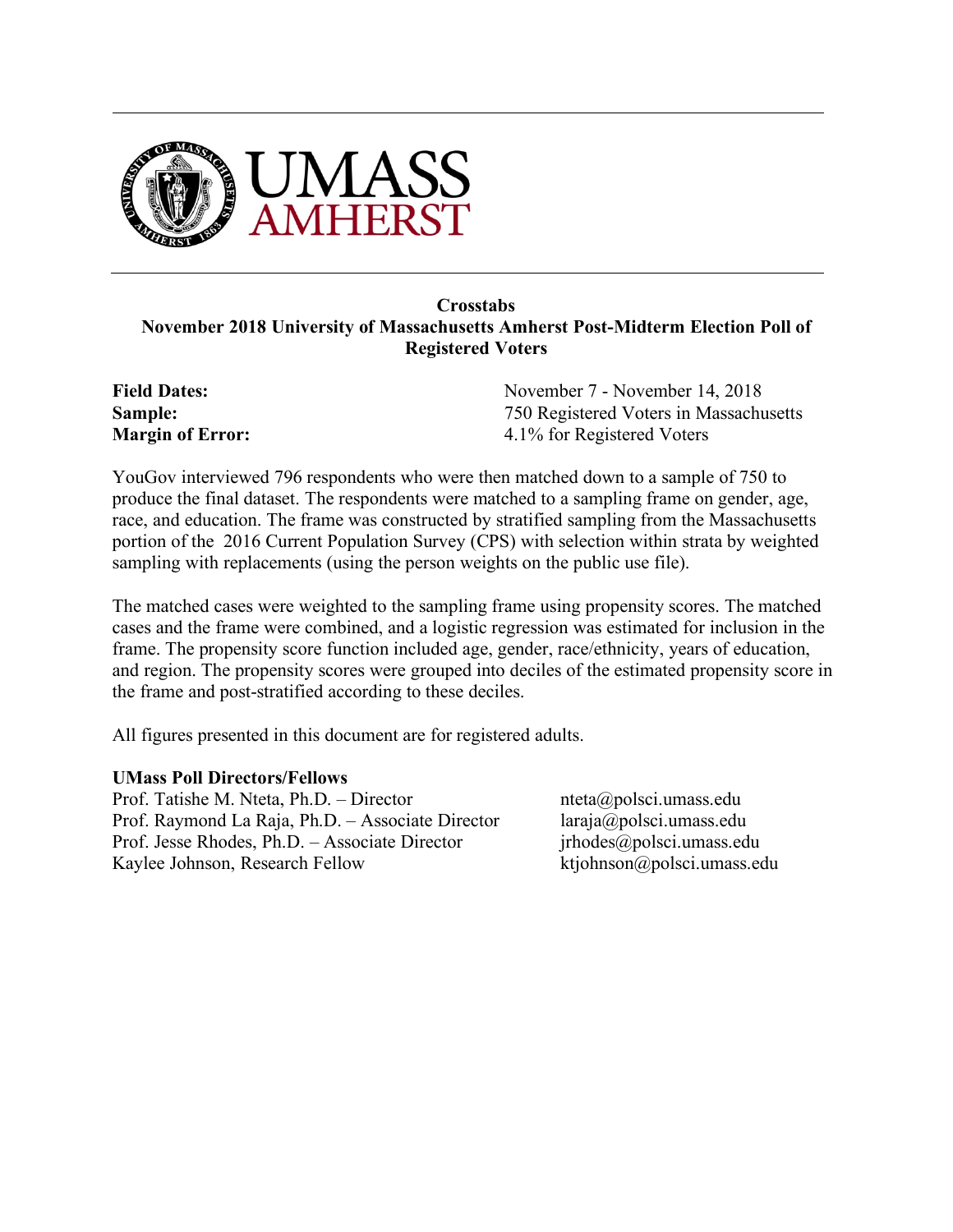UMASS AMHERST

**Crosstabs**
**November 2018 University of Massachusetts Amherst Post-Midterm Election Poll of Registered Voters**

| | |
|---|---|
| **Field Dates:** | November 7 - November 14, 2018 |
| **Sample:** | 750 Registered Voters in Massachusetts |
| **Margin of Error:** | 4.1% for Registered Voters |

YouGov interviewed 796 respondents who were then matched down to a sample of 750 to produce the final dataset. The respondents were matched to a sampling frame on gender, age, race, and education. The frame was constructed by stratified sampling from the Massachusetts portion of the 2016 Current Population Survey (CPS) with selection within strata by weighted sampling with replacements (using the person weights on the public use file).

The matched cases were weighted to the sampling frame using propensity scores. The matched cases and the frame were combined, and a logistic regression was estimated for inclusion in the frame. The propensity score function included age, gender, race/ethnicity, years of education, and region. The propensity scores were grouped into deciles of the estimated propensity score in the frame and post-stratified according to these deciles.

All figures presented in this document are for registered adults.

**UMass Poll Directors/Fellows**

| | |
|---|---|
| Prof. Tatishe M. Nteta, Ph.D. – Director | nteta@polsci.umass.edu |
| Prof. Raymond La Raja, Ph.D. – Associate Director | laraja@polsci.umass.edu |
| Prof. Jesse Rhodes, Ph.D. – Associate Director | jrhodes@polsci.umass.edu |
| Kaylee Johnson, Research Fellow | ktjohnson@polsci.umass.edu |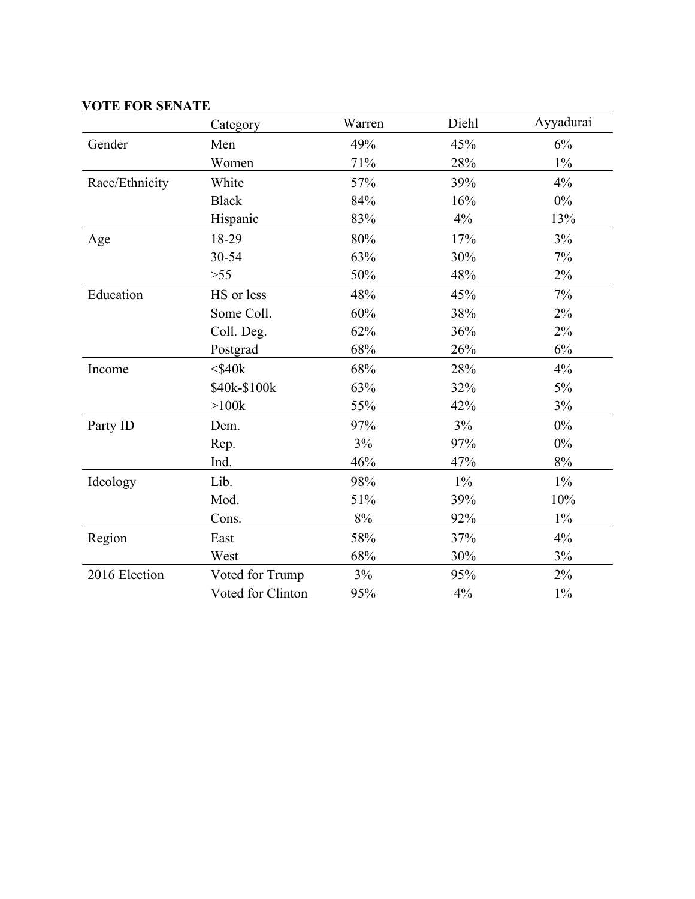**VOTE FOR SENATE**

| | Category | Warren | Diehl | Ayyadurai |
|---|---|---|---|---|
| Gender | Men | 49% | 45% | 6% |
| | Women | 71% | 28% | 1% |
| Race/Ethnicity | White | 57% | 39% | 4% |
| | Black | 84% | 16% | 0% |
| | Hispanic | 83% | 4% | 13% |
| Age | 18-29 | 80% | 17% | 3% |
| | 30-54 | 63% | 30% | 7% |
| | >55 | 50% | 48% | 2% |
| Education | HS or less | 48% | 45% | 7% |
| | Some Coll. | 60% | 38% | 2% |
| | Coll. Deg. | 62% | 36% | 2% |
| | Postgrad | 68% | 26% | 6% |
| Income | <$40k | 68% | 28% | 4% |
| | $40k-$100k | 63% | 32% | 5% |
| | >100k | 55% | 42% | 3% |
| Party ID | Dem. | 97% | 3% | 0% |
| | Rep. | 3% | 97% | 0% |
| | Ind. | 46% | 47% | 8% |
| Ideology | Lib. | 98% | 1% | 1% |
| | Mod. | 51% | 39% | 10% |
| | Cons. | 8% | 92% | 1% |
| Region | East | 58% | 37% | 4% |
| | West | 68% | 30% | 3% |
| 2016 Election | Voted for Trump | 3% | 95% | 2% |
| | Voted for Clinton | 95% | 4% | 1% |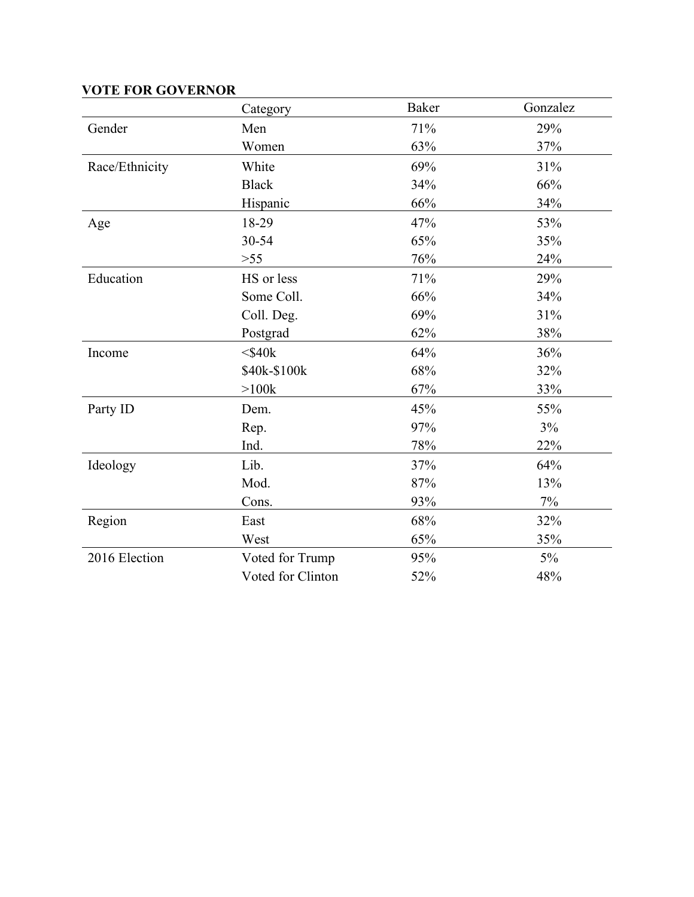**VOTE FOR GOVERNOR**

| | Category | Baker | Gonzalez |
|---|---|---|---|
| Gender | Men | 71% | 29% |
| | Women | 63% | 37% |
| Race/Ethnicity | White | 69% | 31% |
| | Black | 34% | 66% |
| | Hispanic | 66% | 34% |
| Age | 18-29 | 47% | 53% |
| | 30-54 | 65% | 35% |
| | >55 | 76% | 24% |
| Education | HS or less | 71% | 29% |
| | Some Coll. | 66% | 34% |
| | Coll. Deg. | 69% | 31% |
| | Postgrad | 62% | 38% |
| Income | <$40k | 64% | 36% |
| | $40k-$100k | 68% | 32% |
| | >100k | 67% | 33% |
| Party ID | Dem. | 45% | 55% |
| | Rep. | 97% | 3% |
| | Ind. | 78% | 22% |
| Ideology | Lib. | 37% | 64% |
| | Mod. | 87% | 13% |
| | Cons. | 93% | 7% |
| Region | East | 68% | 32% |
| | West | 65% | 35% |
| 2016 Election | Voted for Trump | 95% | 5% |
| | Voted for Clinton | 52% | 48% |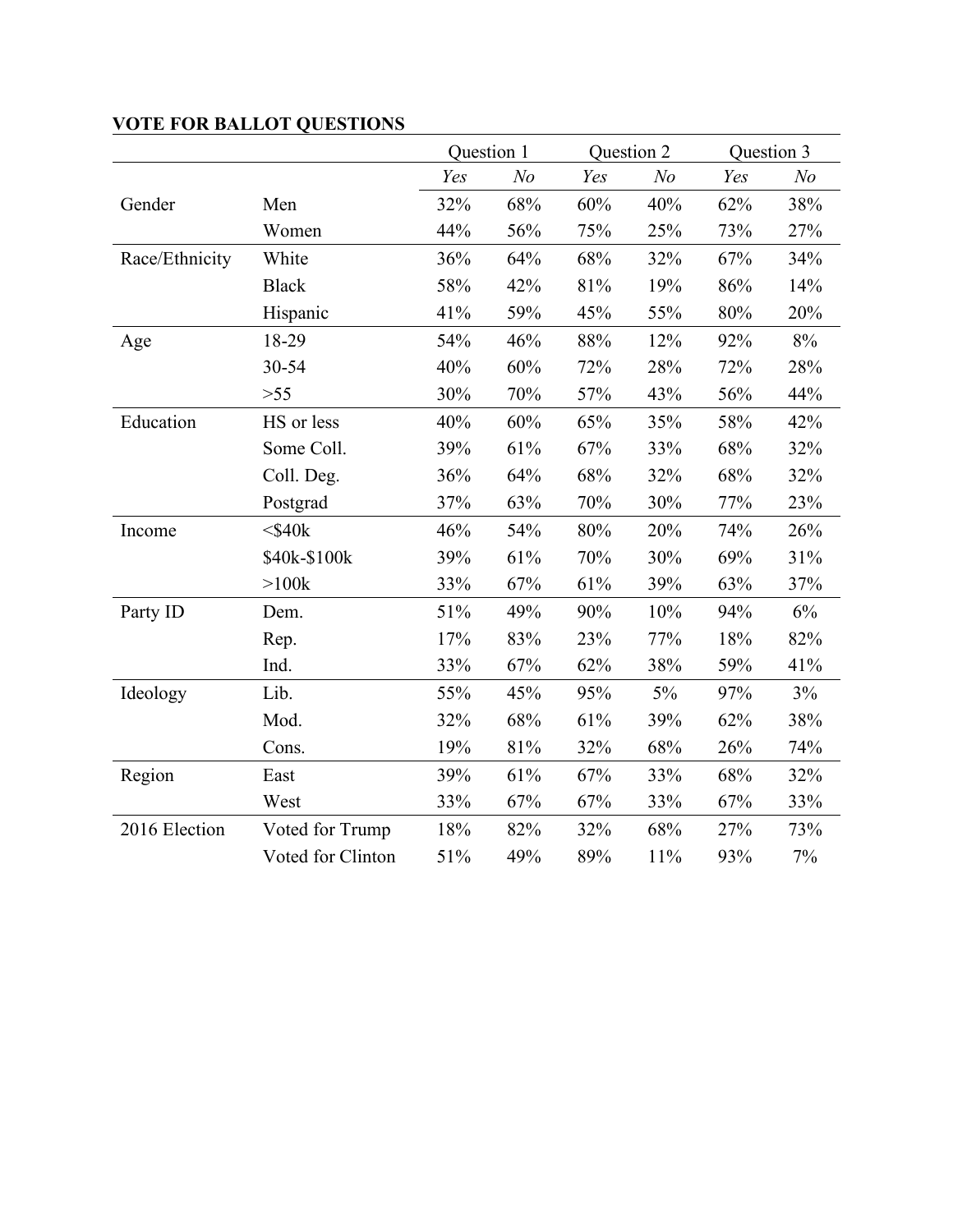**VOTE FOR BALLOT QUESTIONS**

| | | Question 1 | | Question 2 | | Question 3 | |
|---|---|---|---|---|---|---|---|
| | | *Yes* | *No* | *Yes* | *No* | *Yes* | *No* |
| Gender | Men | 32% | 68% | 60% | 40% | 62% | 38% |
| | Women | 44% | 56% | 75% | 25% | 73% | 27% |
| Race/Ethnicity | White | 36% | 64% | 68% | 32% | 67% | 34% |
| | Black | 58% | 42% | 81% | 19% | 86% | 14% |
| | Hispanic | 41% | 59% | 45% | 55% | 80% | 20% |
| Age | 18-29 | 54% | 46% | 88% | 12% | 92% | 8% |
| | 30-54 | 40% | 60% | 72% | 28% | 72% | 28% |
| | >55 | 30% | 70% | 57% | 43% | 56% | 44% |
| Education | HS or less | 40% | 60% | 65% | 35% | 58% | 42% |
| | Some Coll. | 39% | 61% | 67% | 33% | 68% | 32% |
| | Coll. Deg. | 36% | 64% | 68% | 32% | 68% | 32% |
| | Postgrad | 37% | 63% | 70% | 30% | 77% | 23% |
| Income | <$40k | 46% | 54% | 80% | 20% | 74% | 26% |
| | $40k-$100k | 39% | 61% | 70% | 30% | 69% | 31% |
| | >100k | 33% | 67% | 61% | 39% | 63% | 37% |
| Party ID | Dem. | 51% | 49% | 90% | 10% | 94% | 6% |
| | Rep. | 17% | 83% | 23% | 77% | 18% | 82% |
| | Ind. | 33% | 67% | 62% | 38% | 59% | 41% |
| Ideology | Lib. | 55% | 45% | 95% | 5% | 97% | 3% |
| | Mod. | 32% | 68% | 61% | 39% | 62% | 38% |
| | Cons. | 19% | 81% | 32% | 68% | 26% | 74% |
| Region | East | 39% | 61% | 67% | 33% | 68% | 32% |
| | West | 33% | 67% | 67% | 33% | 67% | 33% |
| 2016 Election | Voted for Trump | 18% | 82% | 32% | 68% | 27% | 73% |
| | Voted for Clinton | 51% | 49% | 89% | 11% | 93% | 7% |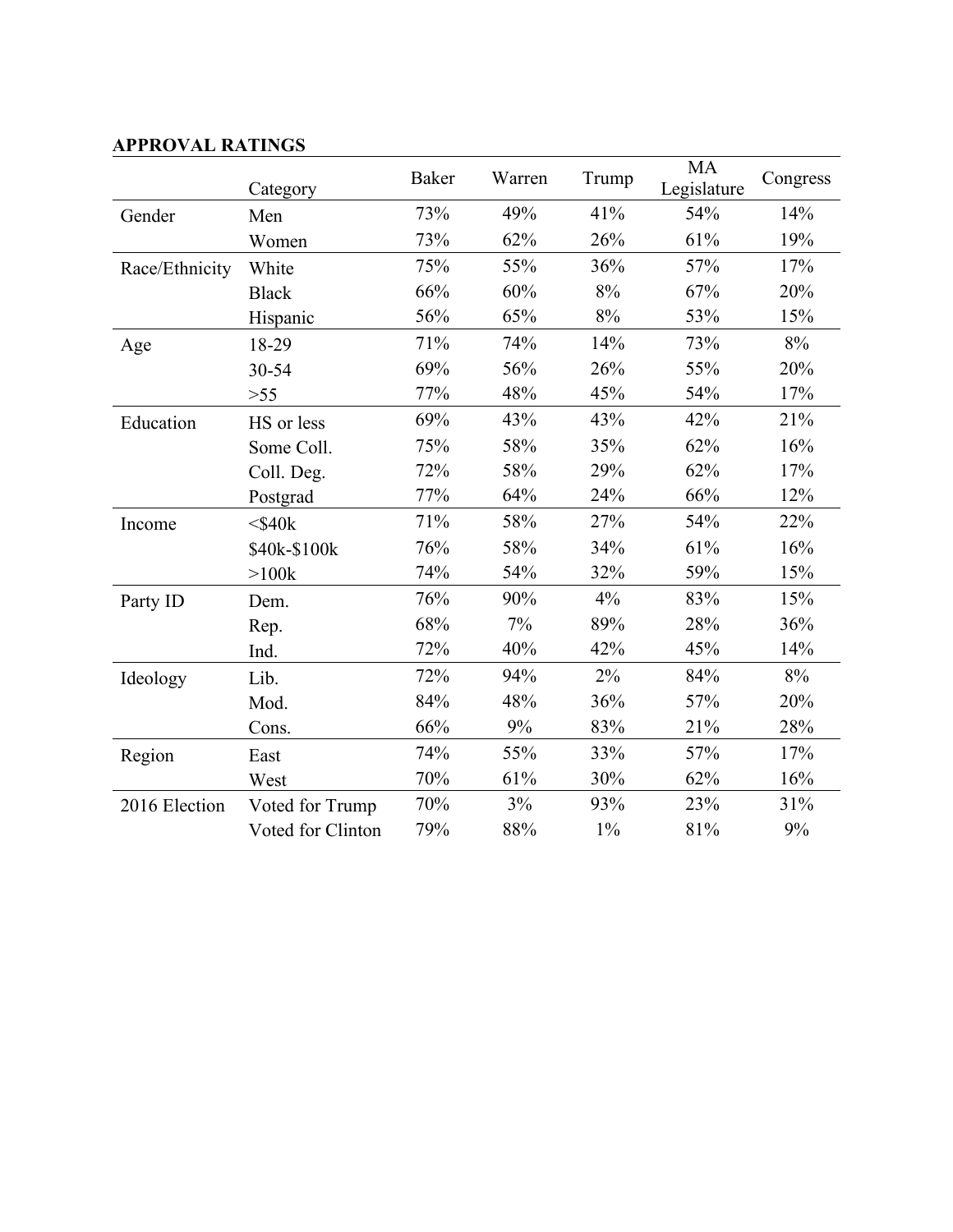**APPROVAL RATINGS**

| | Category | Baker | Warren | Trump | MA Legislature | Congress |
|---|---|---|---|---|---|---|
| Gender | Men | 73% | 49% | 41% | 54% | 14% |
| | Women | 73% | 62% | 26% | 61% | 19% |
| Race/Ethnicity | White | 75% | 55% | 36% | 57% | 17% |
| | Black | 66% | 60% | 8% | 67% | 20% |
| | Hispanic | 56% | 65% | 8% | 53% | 15% |
| Age | 18-29 | 71% | 74% | 14% | 73% | 8% |
| | 30-54 | 69% | 56% | 26% | 55% | 20% |
| | >55 | 77% | 48% | 45% | 54% | 17% |
| Education | HS or less | 69% | 43% | 43% | 42% | 21% |
| | Some Coll. | 75% | 58% | 35% | 62% | 16% |
| | Coll. Deg. | 72% | 58% | 29% | 62% | 17% |
| | Postgrad | 77% | 64% | 24% | 66% | 12% |
| Income | <$40k | 71% | 58% | 27% | 54% | 22% |
| | $40k-$100k | 76% | 58% | 34% | 61% | 16% |
| | >100k | 74% | 54% | 32% | 59% | 15% |
| Party ID | Dem. | 76% | 90% | 4% | 83% | 15% |
| | Rep. | 68% | 7% | 89% | 28% | 36% |
| | Ind. | 72% | 40% | 42% | 45% | 14% |
| Ideology | Lib. | 72% | 94% | 2% | 84% | 8% |
| | Mod. | 84% | 48% | 36% | 57% | 20% |
| | Cons. | 66% | 9% | 83% | 21% | 28% |
| Region | East | 74% | 55% | 33% | 57% | 17% |
| | West | 70% | 61% | 30% | 62% | 16% |
| 2016 Election | Voted for Trump | 70% | 3% | 93% | 23% | 31% |
| | Voted for Clinton | 79% | 88% | 1% | 81% | 9% |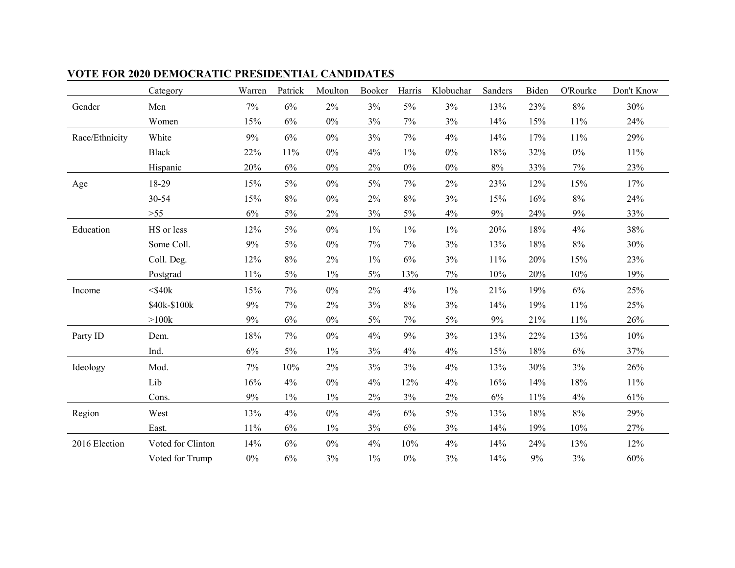## VOTE FOR 2020 DEMOCRATIC PRESIDENTIAL CANDIDATES

| | Category | Warren | Patrick | Moulton | Booker | Harris | Klobuchar | Sanders | Biden | O'Rourke | Don't Know |
|---|---|---|---|---|---|---|---|---|---|---|---|
| Gender | Men | 7% | 6% | 2% | 3% | 5% | 3% | 13% | 23% | 8% | 30% |
| | Women | 15% | 6% | 0% | 3% | 7% | 3% | 14% | 15% | 11% | 24% |
| Race/Ethnicity | White | 9% | 6% | 0% | 3% | 7% | 4% | 14% | 17% | 11% | 29% |
| | Black | 22% | 11% | 0% | 4% | 1% | 0% | 18% | 32% | 0% | 11% |
| | Hispanic | 20% | 6% | 0% | 2% | 0% | 0% | 8% | 33% | 7% | 23% |
| Age | 18-29 | 15% | 5% | 0% | 5% | 7% | 2% | 23% | 12% | 15% | 17% |
| | 30-54 | 15% | 8% | 0% | 2% | 8% | 3% | 15% | 16% | 8% | 24% |
| | >55 | 6% | 5% | 2% | 3% | 5% | 4% | 9% | 24% | 9% | 33% |
| Education | HS or less | 12% | 5% | 0% | 1% | 1% | 1% | 20% | 18% | 4% | 38% |
| | Some Coll. | 9% | 5% | 0% | 7% | 7% | 3% | 13% | 18% | 8% | 30% |
| | Coll. Deg. | 12% | 8% | 2% | 1% | 6% | 3% | 11% | 20% | 15% | 23% |
| | Postgrad | 11% | 5% | 1% | 5% | 13% | 7% | 10% | 20% | 10% | 19% |
| Income | <$40k | 15% | 7% | 0% | 2% | 4% | 1% | 21% | 19% | 6% | 25% |
| | $40k-$100k | 9% | 7% | 2% | 3% | 8% | 3% | 14% | 19% | 11% | 25% |
| | >100k | 9% | 6% | 0% | 5% | 7% | 5% | 9% | 21% | 11% | 26% |
| Party ID | Dem. | 18% | 7% | 0% | 4% | 9% | 3% | 13% | 22% | 13% | 10% |
| | Ind. | 6% | 5% | 1% | 3% | 4% | 4% | 15% | 18% | 6% | 37% |
| Ideology | Mod. | 7% | 10% | 2% | 3% | 3% | 4% | 13% | 30% | 3% | 26% |
| | Lib | 16% | 4% | 0% | 4% | 12% | 4% | 16% | 14% | 18% | 11% |
| | Cons. | 9% | 1% | 1% | 2% | 3% | 2% | 6% | 11% | 4% | 61% |
| Region | West | 13% | 4% | 0% | 4% | 6% | 5% | 13% | 18% | 8% | 29% |
| | East. | 11% | 6% | 1% | 3% | 6% | 3% | 14% | 19% | 10% | 27% |
| 2016 Election | Voted for Clinton | 14% | 6% | 0% | 4% | 10% | 4% | 14% | 24% | 13% | 12% |
| | Voted for Trump | 0% | 6% | 3% | 1% | 0% | 3% | 14% | 9% | 3% | 60% |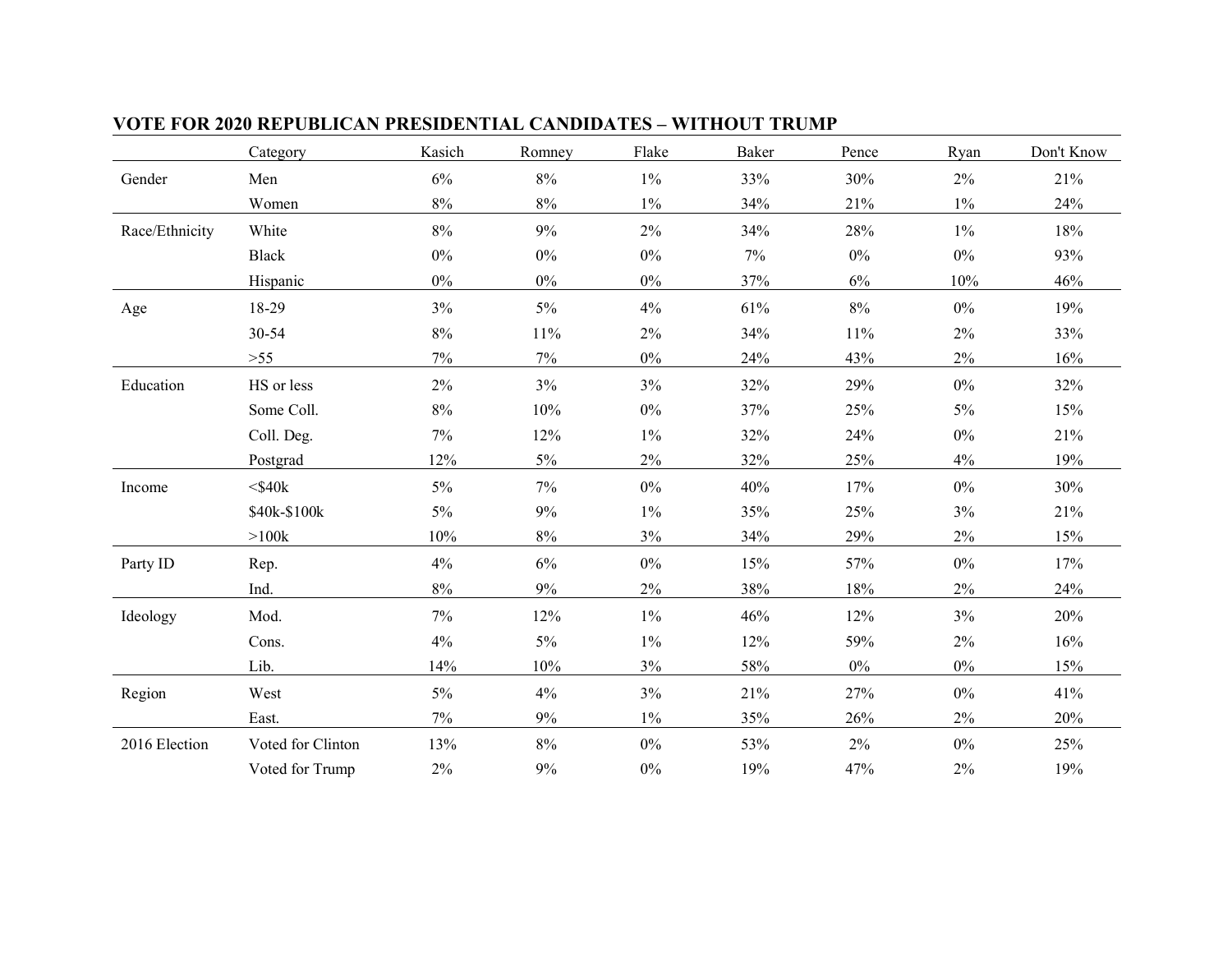## VOTE FOR 2020 REPUBLICAN PRESIDENTIAL CANDIDATES – WITHOUT TRUMP

| | Category | Kasich | Romney | Flake | Baker | Pence | Ryan | Don't Know |
|---|---|---|---|---|---|---|---|---|
| Gender | Men | 6% | 8% | 1% | 33% | 30% | 2% | 21% |
| | Women | 8% | 8% | 1% | 34% | 21% | 1% | 24% |
| Race/Ethnicity | White | 8% | 9% | 2% | 34% | 28% | 1% | 18% |
| | Black | 0% | 0% | 0% | 7% | 0% | 0% | 93% |
| | Hispanic | 0% | 0% | 0% | 37% | 6% | 10% | 46% |
| Age | 18-29 | 3% | 5% | 4% | 61% | 8% | 0% | 19% |
| | 30-54 | 8% | 11% | 2% | 34% | 11% | 2% | 33% |
| | >55 | 7% | 7% | 0% | 24% | 43% | 2% | 16% |
| Education | HS or less | 2% | 3% | 3% | 32% | 29% | 0% | 32% |
| | Some Coll. | 8% | 10% | 0% | 37% | 25% | 5% | 15% |
| | Coll. Deg. | 7% | 12% | 1% | 32% | 24% | 0% | 21% |
| | Postgrad | 12% | 5% | 2% | 32% | 25% | 4% | 19% |
| Income | <$40k | 5% | 7% | 0% | 40% | 17% | 0% | 30% |
| | $40k-$100k | 5% | 9% | 1% | 35% | 25% | 3% | 21% |
| | >100k | 10% | 8% | 3% | 34% | 29% | 2% | 15% |
| Party ID | Rep. | 4% | 6% | 0% | 15% | 57% | 0% | 17% |
| | Ind. | 8% | 9% | 2% | 38% | 18% | 2% | 24% |
| Ideology | Mod. | 7% | 12% | 1% | 46% | 12% | 3% | 20% |
| | Cons. | 4% | 5% | 1% | 12% | 59% | 2% | 16% |
| | Lib. | 14% | 10% | 3% | 58% | 0% | 0% | 15% |
| Region | West | 5% | 4% | 3% | 21% | 27% | 0% | 41% |
| | East. | 7% | 9% | 1% | 35% | 26% | 2% | 20% |
| 2016 Election | Voted for Clinton | 13% | 8% | 0% | 53% | 2% | 0% | 25% |
| | Voted for Trump | 2% | 9% | 0% | 19% | 47% | 2% | 19% |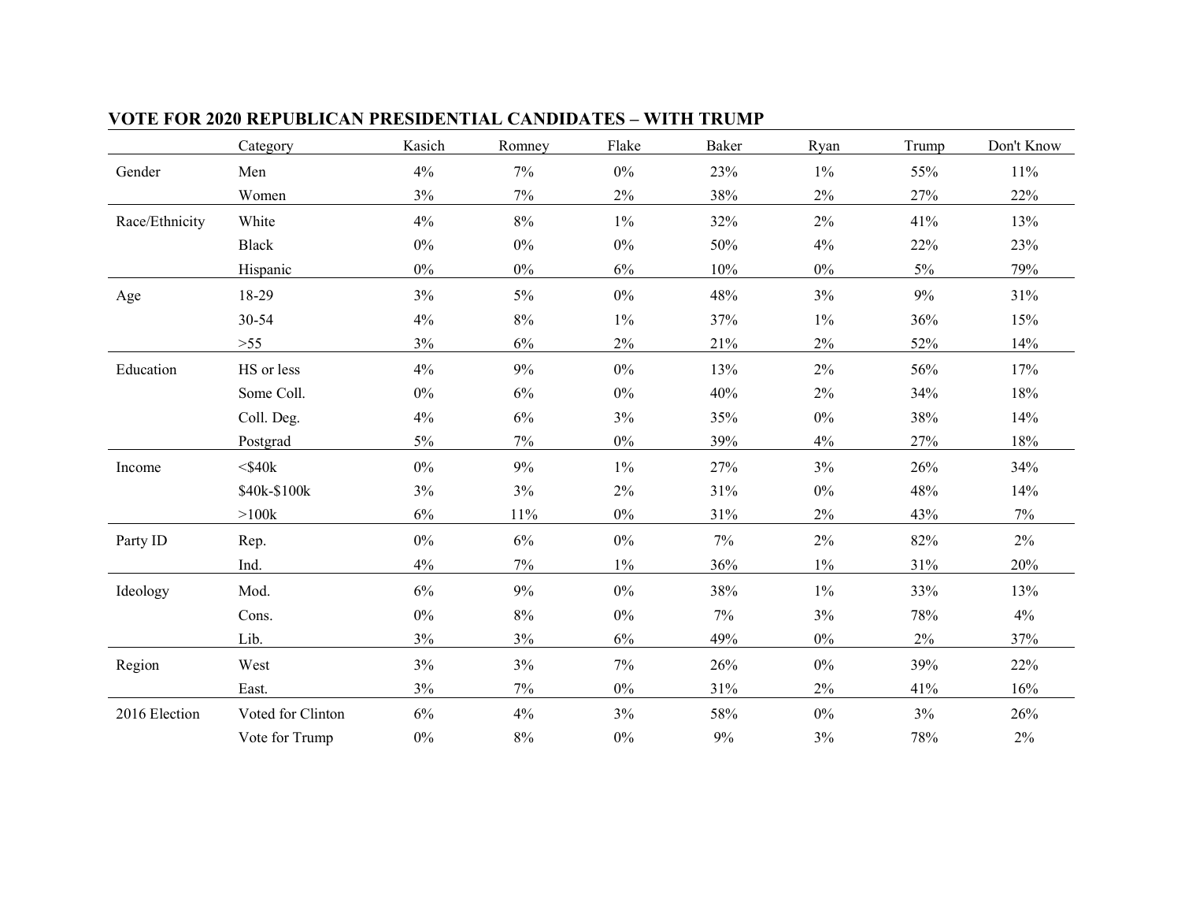**VOTE FOR 2020 REPUBLICAN PRESIDENTIAL CANDIDATES – WITH TRUMP**

| | Category | Kasich | Romney | Flake | Baker | Ryan | Trump | Don't Know |
|---|---|---|---|---|---|---|---|---|
| Gender | Men | 4% | 7% | 0% | 23% | 1% | 55% | 11% |
| | Women | 3% | 7% | 2% | 38% | 2% | 27% | 22% |
| Race/Ethnicity | White | 4% | 8% | 1% | 32% | 2% | 41% | 13% |
| | Black | 0% | 0% | 0% | 50% | 4% | 22% | 23% |
| | Hispanic | 0% | 0% | 6% | 10% | 0% | 5% | 79% |
| Age | 18-29 | 3% | 5% | 0% | 48% | 3% | 9% | 31% |
| | 30-54 | 4% | 8% | 1% | 37% | 1% | 36% | 15% |
| | >55 | 3% | 6% | 2% | 21% | 2% | 52% | 14% |
| Education | HS or less | 4% | 9% | 0% | 13% | 2% | 56% | 17% |
| | Some Coll. | 0% | 6% | 0% | 40% | 2% | 34% | 18% |
| | Coll. Deg. | 4% | 6% | 3% | 35% | 0% | 38% | 14% |
| | Postgrad | 5% | 7% | 0% | 39% | 4% | 27% | 18% |
| Income | <$40k | 0% | 9% | 1% | 27% | 3% | 26% | 34% |
| | $40k-$100k | 3% | 3% | 2% | 31% | 0% | 48% | 14% |
| | >100k | 6% | 11% | 0% | 31% | 2% | 43% | 7% |
| Party ID | Rep. | 0% | 6% | 0% | 7% | 2% | 82% | 2% |
| | Ind. | 4% | 7% | 1% | 36% | 1% | 31% | 20% |
| Ideology | Mod. | 6% | 9% | 0% | 38% | 1% | 33% | 13% |
| | Cons. | 0% | 8% | 0% | 7% | 3% | 78% | 4% |
| | Lib. | 3% | 3% | 6% | 49% | 0% | 2% | 37% |
| Region | West | 3% | 3% | 7% | 26% | 0% | 39% | 22% |
| | East. | 3% | 7% | 0% | 31% | 2% | 41% | 16% |
| 2016 Election | Voted for Clinton | 6% | 4% | 3% | 58% | 0% | 3% | 26% |
| | Vote for Trump | 0% | 8% | 0% | 9% | 3% | 78% | 2% |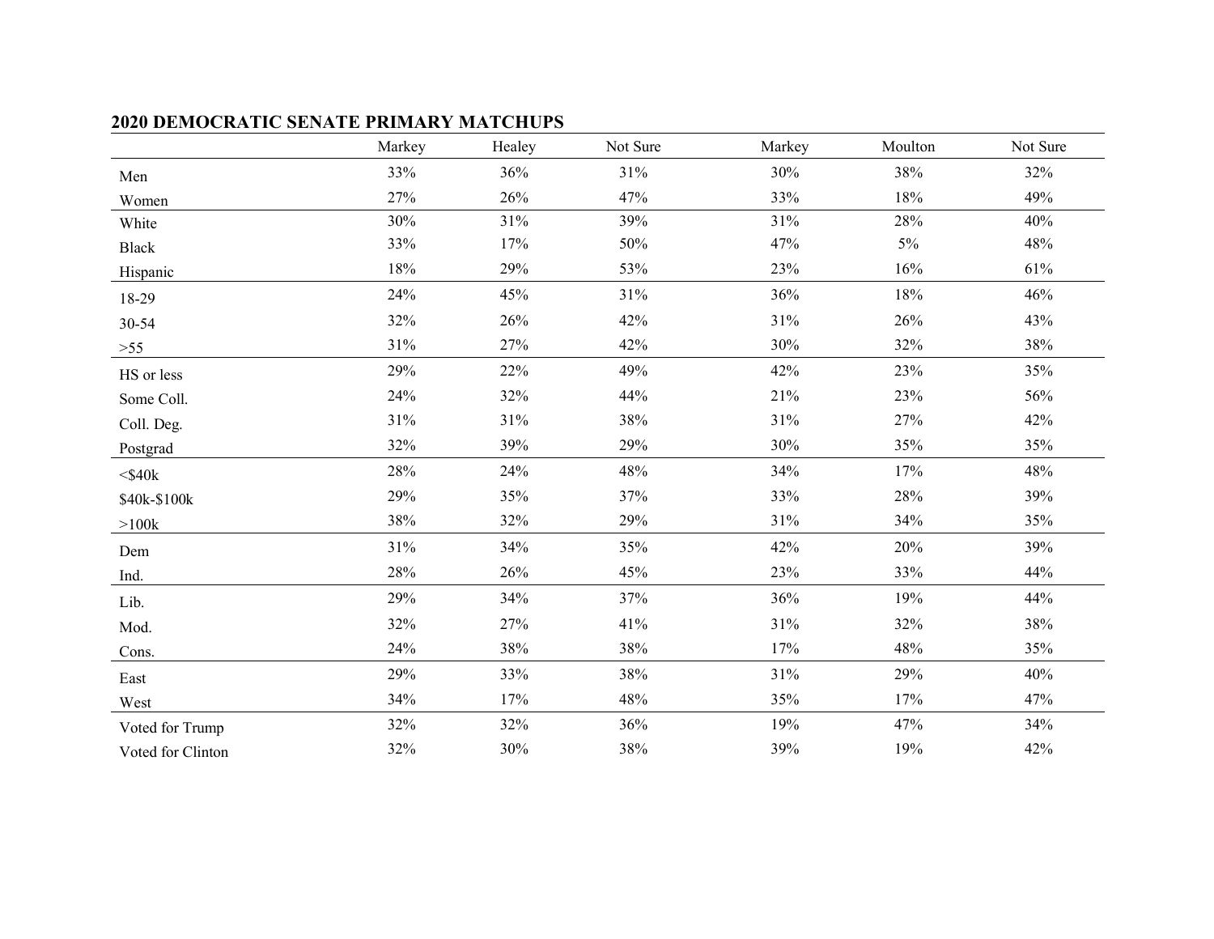## 2020 DEMOCRATIC SENATE PRIMARY MATCHUPS

| | Markey | Healey | Not Sure | Markey | Moulton | Not Sure |
|---|---|---|---|---|---|---|
| Men | 33% | 36% | 31% | 30% | 38% | 32% |
| Women | 27% | 26% | 47% | 33% | 18% | 49% |
| White | 30% | 31% | 39% | 31% | 28% | 40% |
| Black | 33% | 17% | 50% | 47% | 5% | 48% |
| Hispanic | 18% | 29% | 53% | 23% | 16% | 61% |
| 18-29 | 24% | 45% | 31% | 36% | 18% | 46% |
| 30-54 | 32% | 26% | 42% | 31% | 26% | 43% |
| >55 | 31% | 27% | 42% | 30% | 32% | 38% |
| HS or less | 29% | 22% | 49% | 42% | 23% | 35% |
| Some Coll. | 24% | 32% | 44% | 21% | 23% | 56% |
| Coll. Deg. | 31% | 31% | 38% | 31% | 27% | 42% |
| Postgrad | 32% | 39% | 29% | 30% | 35% | 35% |
| <$40k | 28% | 24% | 48% | 34% | 17% | 48% |
| $40k-$100k | 29% | 35% | 37% | 33% | 28% | 39% |
| >100k | 38% | 32% | 29% | 31% | 34% | 35% |
| Dem | 31% | 34% | 35% | 42% | 20% | 39% |
| Ind. | 28% | 26% | 45% | 23% | 33% | 44% |
| Lib. | 29% | 34% | 37% | 36% | 19% | 44% |
| Mod. | 32% | 27% | 41% | 31% | 32% | 38% |
| Cons. | 24% | 38% | 38% | 17% | 48% | 35% |
| East | 29% | 33% | 38% | 31% | 29% | 40% |
| West | 34% | 17% | 48% | 35% | 17% | 47% |
| Voted for Trump | 32% | 32% | 36% | 19% | 47% | 34% |
| Voted for Clinton | 32% | 30% | 38% | 39% | 19% | 42% |